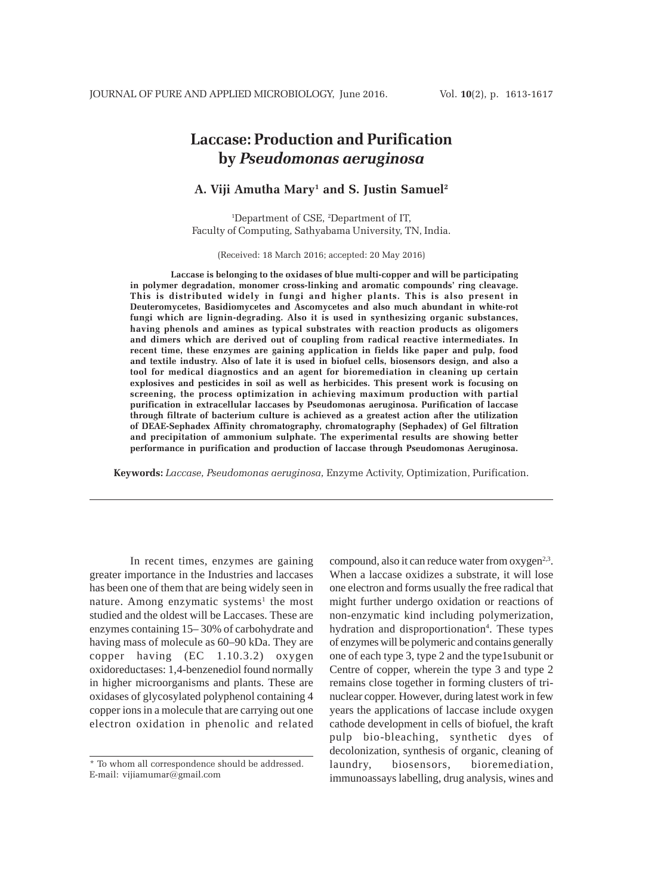# Laccase: Production and Purification by *Pseudomonas aeruginosa*

**A. Viji Amutha Mary[1] and S. Justin Samuel[2]**

[1]Department of CSE, [2]Department of IT,
Faculty of Computing, Sathyabama University, TN, India.

(Received: 18 March 2016; accepted: 20 May 2016)

**Laccase is belonging to the oxidases of blue multi-copper and will be participating in polymer degradation, monomer cross-linking and aromatic compounds' ring cleavage. This is distributed widely in fungi and higher plants. This is also present in Deuteromycetes, Basidiomycetes and Ascomycetes and also much abundant in white-rot fungi which are lignin-degrading. Also it is used in synthesizing organic substances, having phenols and amines as typical substrates with reaction products as oligomers and dimers which are derived out of coupling from radical reactive intermediates. In recent time, these enzymes are gaining application in fields like paper and pulp, food and textile industry. Also of late it is used in biofuel cells, biosensors design, and also a tool for medical diagnostics and an agent for bioremediation in cleaning up certain explosives and pesticides in soil as well as herbicides. This present work is focusing on screening, the process optimization in achieving maximum production with partial purification in extracellular laccases by Pseudomonas aeruginosa. Purification of laccase through filtrate of bacterium culture is achieved as a greatest action after the utilization of DEAE-Sephadex Affinity chromatography, chromatography (Sephadex) of Gel filtration and precipitation of ammonium sulphate. The experimental results are showing better performance in purification and production of laccase through Pseudomonas Aeruginosa.**

**Keywords:** *Laccase, Pseudomonas aeruginosa,* Enzyme Activity, Optimization, Purification.

---

In recent times, enzymes are gaining greater importance in the Industries and laccases has been one of them that are being widely seen in nature. Among enzymatic systems[1] the most studied and the oldest will be Laccases. These are enzymes containing 15– 30% of carbohydrate and having mass of molecule as 60–90 kDa. They are copper having (EC 1.10.3.2) oxygen oxidoreductases: 1,4-benzenediol found normally in higher microorganisms and plants. These are oxidases of glycosylated polyphenol containing 4 copper ions in a molecule that are carrying out one electron oxidation in phenolic and related compound, also it can reduce water from oxygen[2,3]. When a laccase oxidizes a substrate, it will lose one electron and forms usually the free radical that might further undergo oxidation or reactions of non-enzymatic kind including polymerization, hydration and disproportionation[4]. These types of enzymes will be polymeric and contains generally one of each type 3, type 2 and the type1subunit or Centre of copper, wherein the type 3 and type 2 remains close together in forming clusters of tri-nuclear copper. However, during latest work in few years the applications of laccase include oxygen cathode development in cells of biofuel, the kraft pulp bio-bleaching, synthetic dyes of decolonization, synthesis of organic, cleaning of laundry, biosensors, bioremediation, immunoassays labelling, drug analysis, wines and

\* To whom all correspondence should be addressed.
E-mail: vijiamumar@gmail.com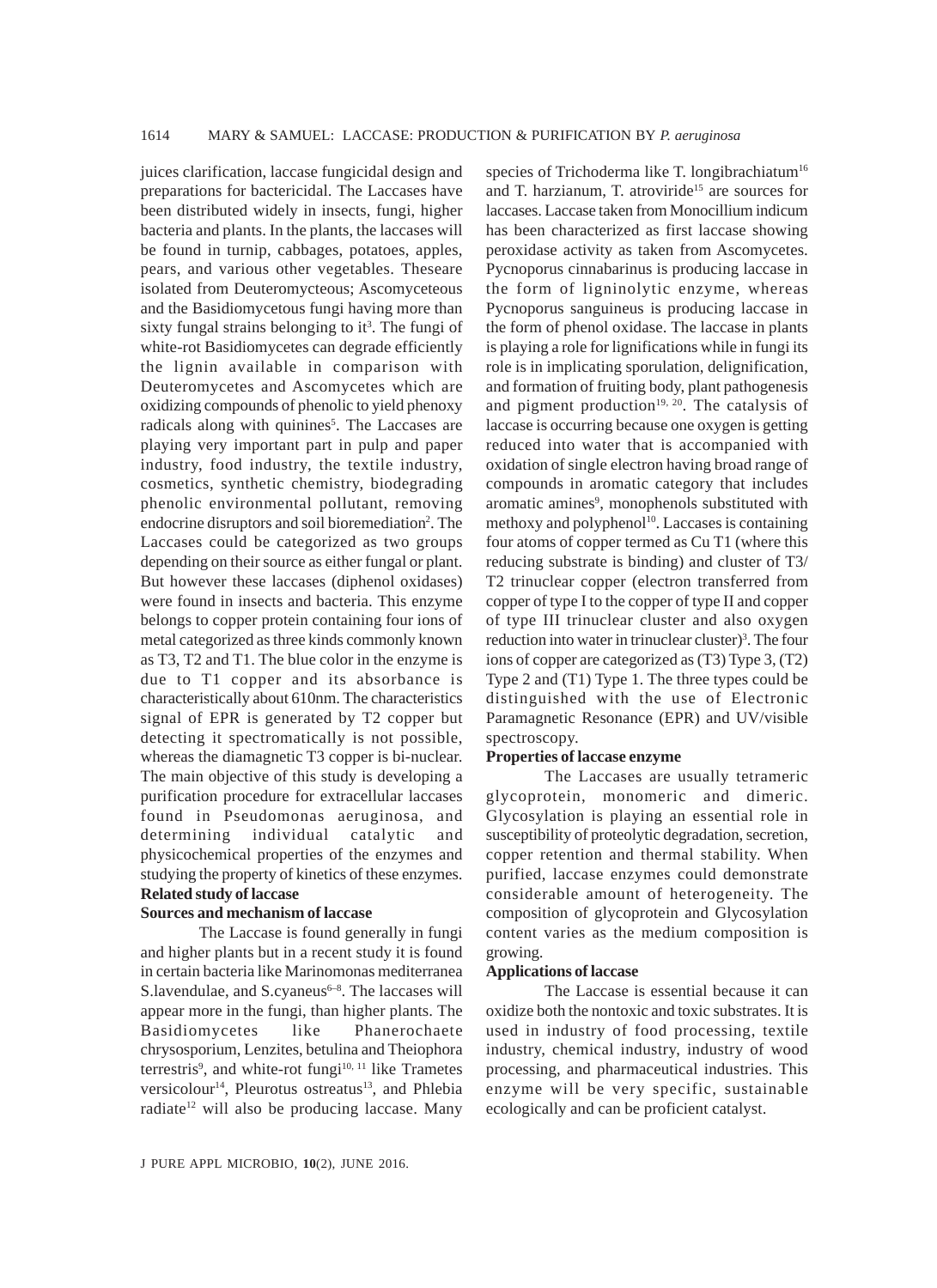juices clarification, laccase fungicidal design and preparations for bactericidal. The Laccases have been distributed widely in insects, fungi, higher bacteria and plants. In the plants, the laccases will be found in turnip, cabbages, potatoes, apples, pears, and various other vegetables. Theseare isolated from Deuteromycteous; Ascomyceteous and the Basidiomycetous fungi having more than sixty fungal strains belonging to it[3]. The fungi of white-rot Basidiomycetes can degrade efficiently the lignin available in comparison with Deuteromycetes and Ascomycetes which are oxidizing compounds of phenolic to yield phenoxy radicals along with quinines[5]. The Laccases are playing very important part in pulp and paper industry, food industry, the textile industry, cosmetics, synthetic chemistry, biodegrading phenolic environmental pollutant, removing endocrine disruptors and soil bioremediation[2]. The Laccases could be categorized as two groups depending on their source as either fungal or plant. But however these laccases (diphenol oxidases) were found in insects and bacteria. This enzyme belongs to copper protein containing four ions of metal categorized as three kinds commonly known as T3, T2 and T1. The blue color in the enzyme is due to T1 copper and its absorbance is characteristically about 610nm. The characteristics signal of EPR is generated by T2 copper but detecting it spectromatically is not possible, whereas the diamagnetic T3 copper is bi-nuclear. The main objective of this study is developing a purification procedure for extracellular laccases found in Pseudomonas aeruginosa, and determining individual catalytic and physicochemical properties of the enzymes and studying the property of kinetics of these enzymes.

## Related study of laccase

### Sources and mechanism of laccase

The Laccase is found generally in fungi and higher plants but in a recent study it is found in certain bacteria like Marinomonas mediterranea S.lavendulae, and S.cyaneus[6–8]. The laccases will appear more in the fungi, than higher plants. The Basidiomycetes like Phanerochaete chrysosporium, Lenzites, betulina and Theiophora terrestris[9], and white-rot fungi[10, 11] like Trametes versicolour[14], Pleurotus ostreatus[13], and Phlebia radiate[12] will also be producing laccase. Many species of Trichoderma like T. longibrachiatum[16] and T. harzianum, T. atroviride[15] are sources for laccases. Laccase taken from Monocillium indicum has been characterized as first laccase showing peroxidase activity as taken from Ascomycetes. Pycnoporus cinnabarinus is producing laccase in the form of ligninolytic enzyme, whereas Pycnoporus sanguineus is producing laccase in the form of phenol oxidase. The laccase in plants is playing a role for lignifications while in fungi its role is in implicating sporulation, delignification, and formation of fruiting body, plant pathogenesis and pigment production[19, 20]. The catalysis of laccase is occurring because one oxygen is getting reduced into water that is accompanied with oxidation of single electron having broad range of compounds in aromatic category that includes aromatic amines[9], monophenols substituted with methoxy and polyphenol[10]. Laccases is containing four atoms of copper termed as Cu T1 (where this reducing substrate is binding) and cluster of T3/ T2 trinuclear copper (electron transferred from copper of type I to the copper of type II and copper of type III trinuclear cluster and also oxygen reduction into water in trinuclear cluster)[3]. The four ions of copper are categorized as (T3) Type 3, (T2) Type 2 and (T1) Type 1. The three types could be distinguished with the use of Electronic Paramagnetic Resonance (EPR) and UV/visible spectroscopy.

### Properties of laccase enzyme

The Laccases are usually tetrameric glycoprotein, monomeric and dimeric. Glycosylation is playing an essential role in susceptibility of proteolytic degradation, secretion, copper retention and thermal stability. When purified, laccase enzymes could demonstrate considerable amount of heterogeneity. The composition of glycoprotein and Glycosylation content varies as the medium composition is growing.

### Applications of laccase

The Laccase is essential because it can oxidize both the nontoxic and toxic substrates. It is used in industry of food processing, textile industry, chemical industry, industry of wood processing, and pharmaceutical industries. This enzyme will be very specific, sustainable ecologically and can be proficient catalyst.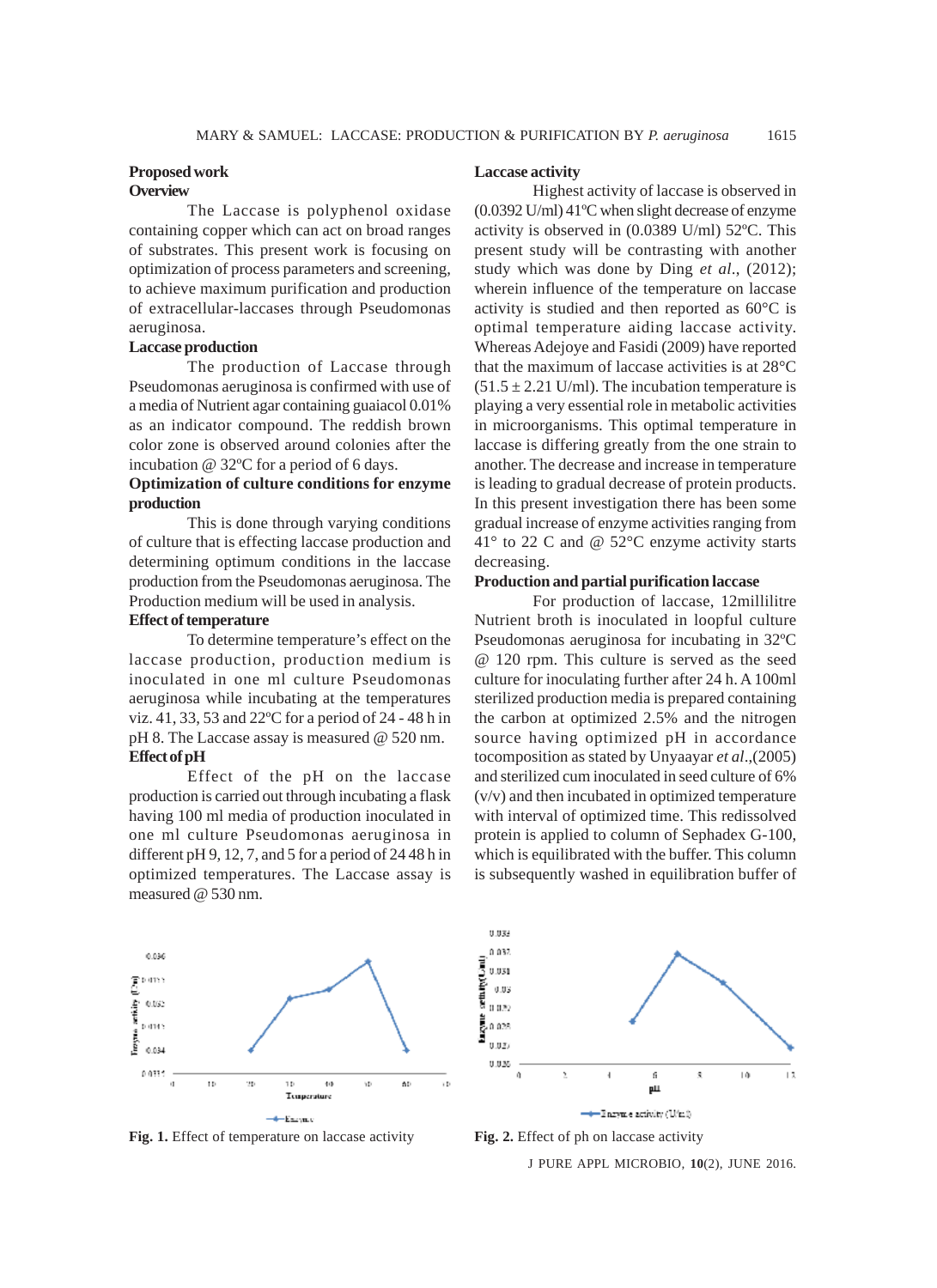**Proposed work**

**Overview**

The Laccase is polyphenol oxidase containing copper which can act on broad ranges of substrates. This present work is focusing on optimization of process parameters and screening, to achieve maximum purification and production of extracellular-laccases through Pseudomonas aeruginosa.

**Laccase production**

The production of Laccase through Pseudomonas aeruginosa is confirmed with use of a media of Nutrient agar containing guaiacol 0.01% as an indicator compound. The reddish brown color zone is observed around colonies after the incubation @ 32ºC for a period of 6 days.

**Optimization of culture conditions for enzyme production**

This is done through varying conditions of culture that is effecting laccase production and determining optimum conditions in the laccase production from the Pseudomonas aeruginosa. The Production medium will be used in analysis.

**Effect of temperature**

To determine temperature's effect on the laccase production, production medium is inoculated in one ml culture Pseudomonas aeruginosa while incubating at the temperatures viz. 41, 33, 53 and 22ºC for a period of 24 - 48 h in pH 8. The Laccase assay is measured @ 520 nm.

**Effect of pH**

Effect of the pH on the laccase production is carried out through incubating a flask having 100 ml media of production inoculated in one ml culture Pseudomonas aeruginosa in different pH 9, 12, 7, and 5 for a period of 24 48 h in optimized temperatures. The Laccase assay is measured @ 530 nm.

**Laccase activity**

Highest activity of laccase is observed in (0.0392 U/ml) 41ºC when slight decrease of enzyme activity is observed in (0.0389 U/ml) 52ºC. This present study will be contrasting with another study which was done by Ding *et al*., (2012); wherein influence of the temperature on laccase activity is studied and then reported as 60°C is optimal temperature aiding laccase activity. Whereas Adejoye and Fasidi (2009) have reported that the maximum of laccase activities is at 28°C (51.5 ± 2.21 U/ml). The incubation temperature is playing a very essential role in metabolic activities in microorganisms. This optimal temperature in laccase is differing greatly from the one strain to another. The decrease and increase in temperature is leading to gradual decrease of protein products. In this present investigation there has been some gradual increase of enzyme activities ranging from 41° to 22 C and @ 52°C enzyme activity starts decreasing.

**Production and partial purification laccase**

For production of laccase, 12millilitre Nutrient broth is inoculated in loopful culture Pseudomonas aeruginosa for incubating in 32ºC @ 120 rpm. This culture is served as the seed culture for inoculating further after 24 h. A 100ml sterilized production media is prepared containing the carbon at optimized 2.5% and the nitrogen source having optimized pH in accordance tocomposition as stated by Unyaayar *et al*.,(2005) and sterilized cum inoculated in seed culture of 6% (v/v) and then incubated in optimized temperature with interval of optimized time. This redissolved protein is applied to column of Sephadex G-100, which is equilibrated with the buffer. This column is subsequently washed in equilibration buffer of

**Fig. 1.** Effect of temperature on laccase activity

**Fig. 2.** Effect of ph on laccase activity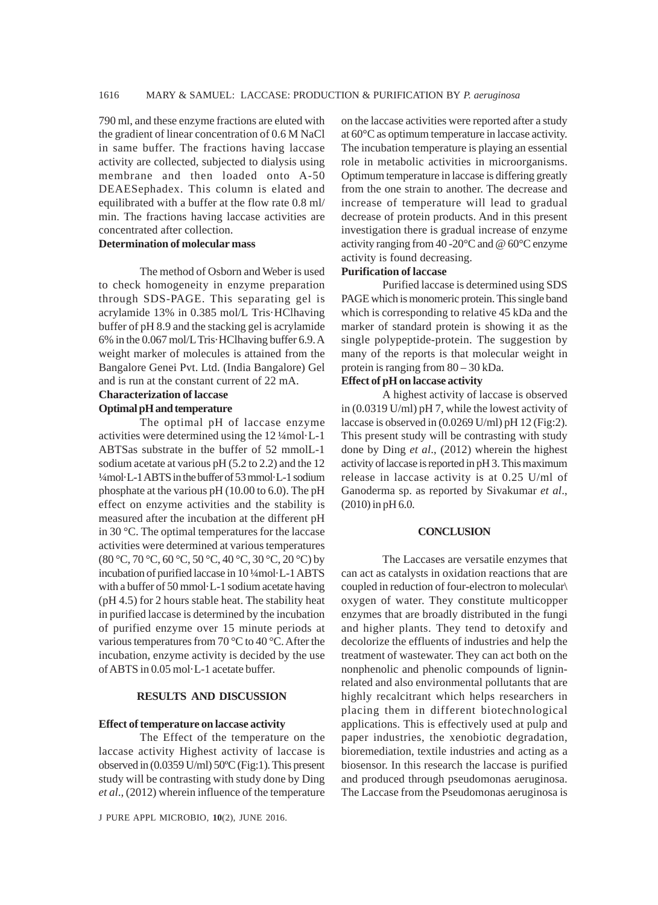790 ml, and these enzyme fractions are eluted with the gradient of linear concentration of 0.6 M NaCl in same buffer. The fractions having laccase activity are collected, subjected to dialysis using membrane and then loaded onto A-50 DEAESephadex. This column is elated and equilibrated with a buffer at the flow rate 0.8 ml/min. The fractions having laccase activities are concentrated after collection.

### Determination of molecular mass

The method of Osborn and Weber is used to check homogeneity in enzyme preparation through SDS-PAGE. This separating gel is acrylamide 13% in 0.385 mol/L Tris·HClhaving buffer of pH 8.9 and the stacking gel is acrylamide 6% in the 0.067 mol/L Tris·HClhaving buffer 6.9. A weight marker of molecules is attained from the Bangalore Genei Pvt. Ltd. (India Bangalore) Gel and is run at the constant current of 22 mA.

### Characterization of laccase

### Optimal pH and temperature

The optimal pH of laccase enzyme activities were determined using the 12 ¼mol·L-1 ABTSas substrate in the buffer of 52 mmolL-1 sodium acetate at various pH (5.2 to 2.2) and the 12 ¼mol·L-1 ABTS in the buffer of 53 mmol·L-1 sodium phosphate at the various pH (10.00 to 6.0). The pH effect on enzyme activities and the stability is measured after the incubation at the different pH in 30 °C. The optimal temperatures for the laccase activities were determined at various temperatures (80 °C, 70 °C, 60 °C, 50 °C, 40 °C, 30 °C, 20 °C) by incubation of purified laccase in 10 ¼mol·L-1 ABTS with a buffer of 50 mmol·L-1 sodium acetate having (pH 4.5) for 2 hours stable heat. The stability heat in purified laccase is determined by the incubation of purified enzyme over 15 minute periods at various temperatures from 70 °C to 40 °C. After the incubation, enzyme activity is decided by the use of ABTS in 0.05 mol·L-1 acetate buffer.

## RESULTS AND DISCUSSION

### Effect of temperature on laccase activity

The Effect of the temperature on the laccase activity Highest activity of laccase is observed in (0.0359 U/ml) 50ºC (Fig:1). This present study will be contrasting with study done by Ding *et al*., (2012) wherein influence of the temperature on the laccase activities were reported after a study at 60°C as optimum temperature in laccase activity. The incubation temperature is playing an essential role in metabolic activities in microorganisms. Optimum temperature in laccase is differing greatly from the one strain to another. The decrease and increase of temperature will lead to gradual decrease of protein products. And in this present investigation there is gradual increase of enzyme activity ranging from 40 -20°C and @ 60°C enzyme activity is found decreasing.

### Purification of laccase

Purified laccase is determined using SDS PAGE which is monomeric protein. This single band which is corresponding to relative 45 kDa and the marker of standard protein is showing it as the single polypeptide-protein. The suggestion by many of the reports is that molecular weight in protein is ranging from 80 – 30 kDa.

### Effect of pH on laccase activity

A highest activity of laccase is observed in (0.0319 U/ml) pH 7, while the lowest activity of laccase is observed in (0.0269 U/ml) pH 12 (Fig:2). This present study will be contrasting with study done by Ding *et al*., (2012) wherein the highest activity of laccase is reported in pH 3. This maximum release in laccase activity is at 0.25 U/ml of Ganoderma sp. as reported by Sivakumar *et al*., (2010) in pH 6.0.

## CONCLUSION

The Laccases are versatile enzymes that can act as catalysts in oxidation reactions that are coupled in reduction of four-electron to molecular\ oxygen of water. They constitute multicopper enzymes that are broadly distributed in the fungi and higher plants. They tend to detoxify and decolorize the effluents of industries and help the treatment of wastewater. They can act both on the nonphenolic and phenolic compounds of lignin-related and also environmental pollutants that are highly recalcitrant which helps researchers in placing them in different biotechnological applications. This is effectively used at pulp and paper industries, the xenobiotic degradation, bioremediation, textile industries and acting as a biosensor. In this research the laccase is purified and produced through pseudomonas aeruginosa. The Laccase from the Pseudomonas aeruginosa is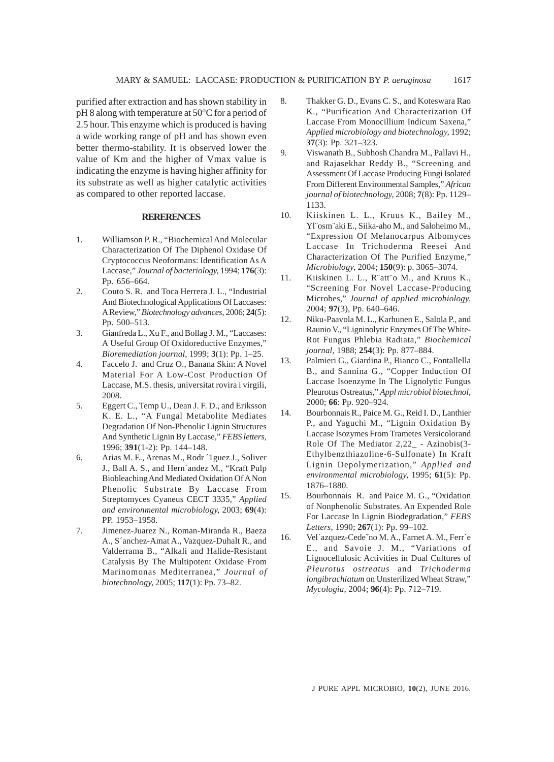purified after extraction and has shown stability in pH 8 along with temperature at 50°C for a period of 2.5 hour. This enzyme which is produced is having a wide working range of pH and has shown even better thermo-stability. It is observed lower the value of Km and the higher of Vmax value is indicating the enzyme is having higher affinity for its substrate as well as higher catalytic activities as compared to other reported laccase.

## RERERENCES

1. Williamson P. R., "Biochemical And Molecular Characterization Of The Diphenol Oxidase Of Cryptococcus Neoformans: Identification As A Laccase," *Journal of bacteriology,* 1994; **176**(3): Pp. 656–664.
2. Couto S. R. and Toca Herrera J. L., "Industrial And Biotechnological Applications Of Laccases: A Review," *Biotechnology advances,* 2006; **24**(5): Pp. 500–513.
3. Gianfreda L., Xu F., and Bollag J. M., "Laccases: A Useful Group Of Oxidoreductive Enzymes," *Bioremediation journal,* 1999; **3**(1): Pp. 1–25.
4. Faccelo J. and Cruz O., Banana Skin: A Novel Material For A Low-Cost Production Of Laccase, M.S. thesis, universitat rovira i virgili, 2008.
5. Eggert C., Temp U., Dean J. F. D., and Eriksson K. E. L., "A Fungal Metabolite Mediates Degradation Of Non-Phenolic Lignin Structures And Synthetic Lignin By Laccase," *FEBS letters,* 1996; **391**(1-2): Pp. 144–148.
6. Arias M. E., Arenas M., Rodr ´1guez J., Soliver J., Ball A. S., and Hern´andez M., "Kraft Pulp Biobleaching And Mediated Oxidation Of A Non Phenolic Substrate By Laccase From Streptomyces Cyaneus CECT 3335," *Applied and environmental microbiology,* 2003; **69**(4): PP. 1953–1958.
7. Jimenez-Juarez N., Roman-Miranda R., Baeza A., S´anchez-Amat A., Vazquez-Duhalt R., and Valderrama B., "Alkali and Halide-Resistant Catalysis By The Multipotent Oxidase From Marinomonas Mediterranea," *Journal of biotechnology,* 2005; **117**(1): Pp. 73–82.
8. Thakker G. D., Evans C. S., and Koteswara Rao K., "Purification And Characterization Of Laccase From Monocillium Indicum Saxena," *Applied microbiology and biotechnology,* 1992; **37**(3): Pp. 321–323.
9. Viswanath B., Subhosh Chandra M., Pallavi H., and Rajasekhar Reddy B., "Screening and Assessment Of Laccase Producing Fungi Isolated From Different Environmental Samples," *African journal of biotechnology,* 2008; **7**(8): Pp. 1129–1133.
10. Kiiskinen L. L., Kruus K., Bailey M., Yl¨osm¨aki E., Siika-aho M., and Saloheimo M., "Expression Of Melanocarpus Albomyces Laccase In Trichoderma Reesei And Characterization Of The Purified Enzyme," *Microbiology,* 2004; **150**(9): p. 3065–3074.
11. Kiiskinen L. L., R¨att¨o M., and Kruus K., "Screening For Novel Laccase-Producing Microbes," *Journal of applied microbiology,* 2004; **97**(3), Pp. 640–646.
12. Niku-Paavola M. L., Karhunen E., Salola P., and Raunio V., "Ligninolytic Enzymes Of The White-Rot Fungus Phlebia Radiata," *Biochemical journal,* 1988; **254**(3): Pp. 877–884.
13. Palmieri G., Giardina P., Bianco C., Fontallella B., and Sannina G., "Copper Induction Of Laccase Isoenzyme In The Lignolytic Fungus Pleurotus Ostreatus," *Appl microbiol biotechnol,* 2000; **66**: Pp. 920–924.
14. Bourbonnais R., Paice M. G., Reid I. D., Lanthier P., and Yaguchi M., "Lignin Oxidation By Laccase Isozymes From Trametes Versicolorand Role Of The Mediator 2,22_ - Azinobis(3-Ethylbenzthiazoline-6-Sulfonate) In Kraft Lignin Depolymerization," *Applied and environmental microbiology,* 1995; **61**(5): Pp. 1876–1880.
15. Bourbonnais R. and Paice M. G., "Oxidation of Nonphenolic Substrates. An Expended Role For Laccase In Lignin Biodegradation," *FEBS Letters,* 1990; **267**(1): Pp. 99–102.
16. Vel´azquez-Cede˜no M. A., Farnet A. M., Ferr´e E., and Savoie J. M., "Variations of Lignocellulosic Activities in Dual Cultures of *Pleurotus ostreatus* and *Trichoderma longibrachiatum* on Unsterilized Wheat Straw," *Mycologia,* 2004; **96**(4): Pp. 712–719.